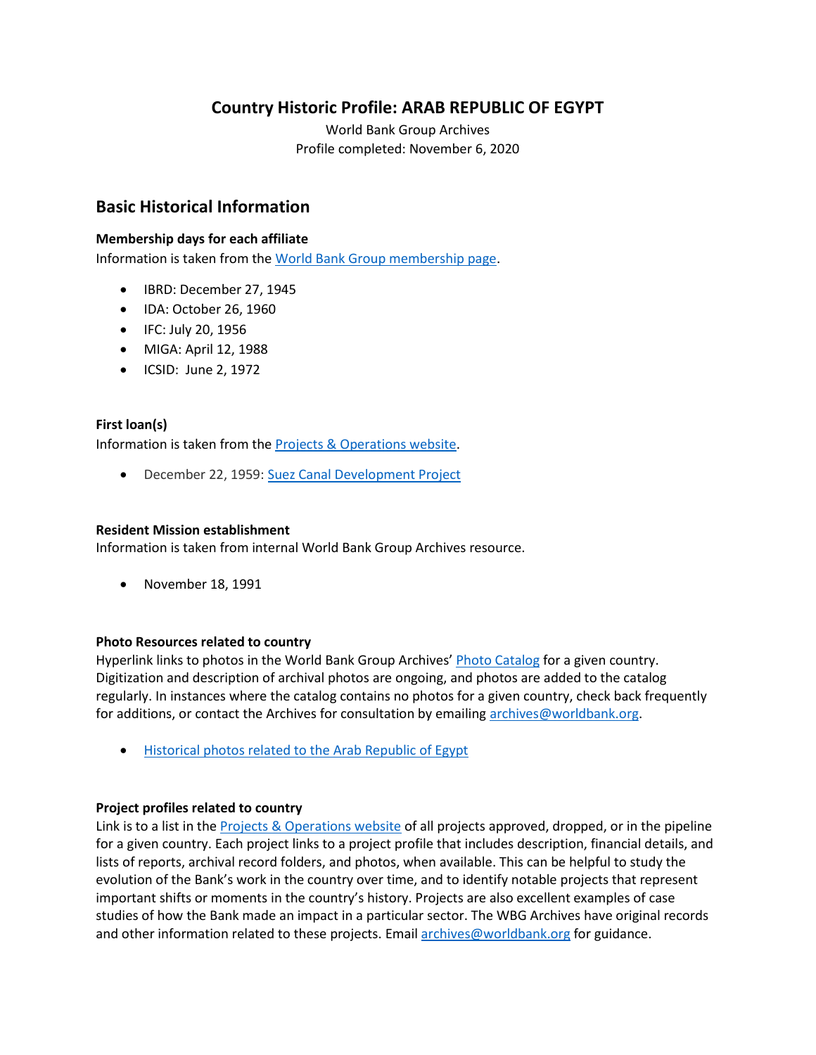# Country Historic Profile: ARAB REPUBLIC OF EGYPT

World Bank Group Archives

Profile completed: November 6, 2020

## Basic Historical Information

### Membership days for each affiliate

Information is taken from the World Bank Group membership page.

- IBRD: December 27, 1945
- IDA: October 26, 1960
- IFC: July 20, 1956
- MIGA: April 12, 1988
- ICSID: June 2, 1972

### First loan(s)

Information is taken from the Projects & Operations website.

- December 22, 1959: Suez Canal Development Project

### Resident Mission establishment

Information is taken from internal World Bank Group Archives resource.

- November 18, 1991

### Photo Resources related to country

Hyperlink links to photos in the World Bank Group Archives' Photo Catalog for a given country. Digitization and description of archival photos are ongoing, and photos are added to the catalog regularly. In instances where the catalog contains no photos for a given country, check back frequently for additions, or contact the Archives for consultation by emailing archives@worldbank.org.

- Historical photos related to the Arab Republic of Egypt

### Project profiles related to country

Link is to a list in the Projects & Operations website of all projects approved, dropped, or in the pipeline for a given country. Each project links to a project profile that includes description, financial details, and lists of reports, archival record folders, and photos, when available. This can be helpful to study the evolution of the Bank's work in the country over time, and to identify notable projects that represent important shifts or moments in the country's history. Projects are also excellent examples of case studies of how the Bank made an impact in a particular sector. The WBG Archives have original records and other information related to these projects. Email archives@worldbank.org for guidance.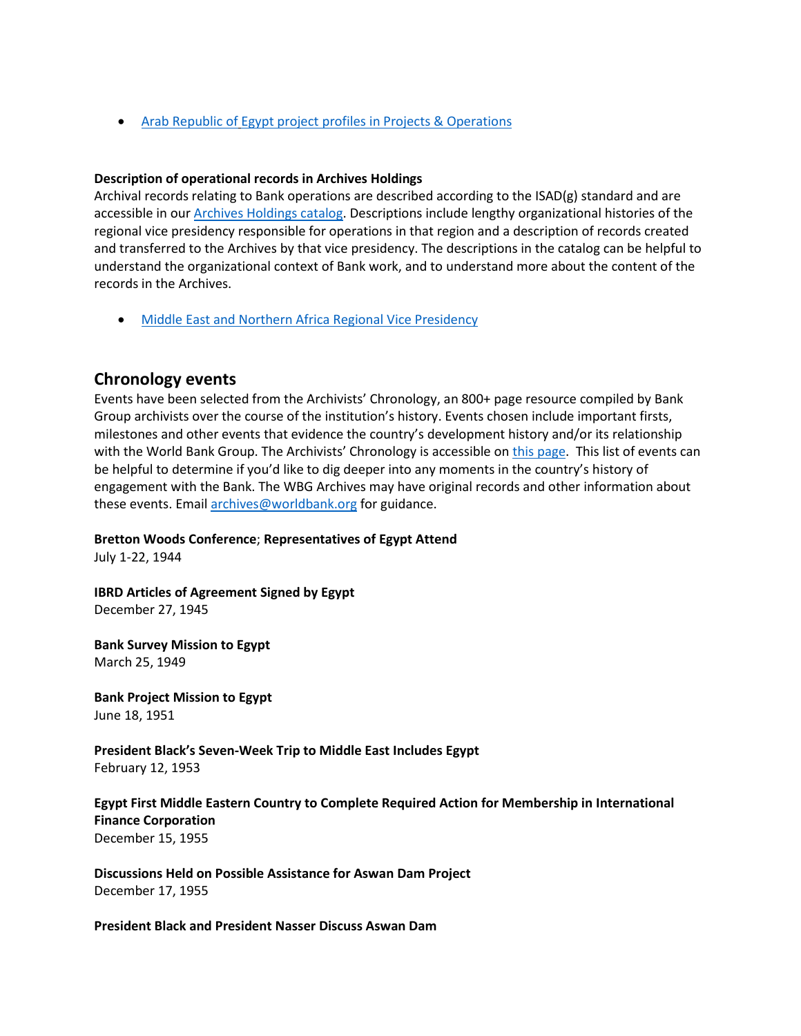- [Arab Republic of Egypt project profiles in Projects & Operations]()

**Description of operational records in Archives Holdings**
Archival records relating to Bank operations are described according to the ISAD(g) standard and are accessible in our [Archives Holdings catalog](). Descriptions include lengthy organizational histories of the regional vice presidency responsible for operations in that region and a description of records created and transferred to the Archives by that vice presidency. The descriptions in the catalog can be helpful to understand the organizational context of Bank work, and to understand more about the content of the records in the Archives.

- [Middle East and Northern Africa Regional Vice Presidency]()

## Chronology events

Events have been selected from the Archivists' Chronology, an 800+ page resource compiled by Bank Group archivists over the course of the institution's history. Events chosen include important firsts, milestones and other events that evidence the country's development history and/or its relationship with the World Bank Group. The Archivists' Chronology is accessible on [this page](). This list of events can be helpful to determine if you'd like to dig deeper into any moments in the country's history of engagement with the Bank. The WBG Archives may have original records and other information about these events. Email [archives@worldbank.org]() for guidance.

**Bretton Woods Conference**; **Representatives of Egypt Attend**
July 1-22, 1944

**IBRD Articles of Agreement Signed by Egypt**
December 27, 1945

**Bank Survey Mission to Egypt**
March 25, 1949

**Bank Project Mission to Egypt**
June 18, 1951

**President Black's Seven-Week Trip to Middle East Includes Egypt**
February 12, 1953

**Egypt First Middle Eastern Country to Complete Required Action for Membership in International Finance Corporation**
December 15, 1955

**Discussions Held on Possible Assistance for Aswan Dam Project**
December 17, 1955

**President Black and President Nasser Discuss Aswan Dam**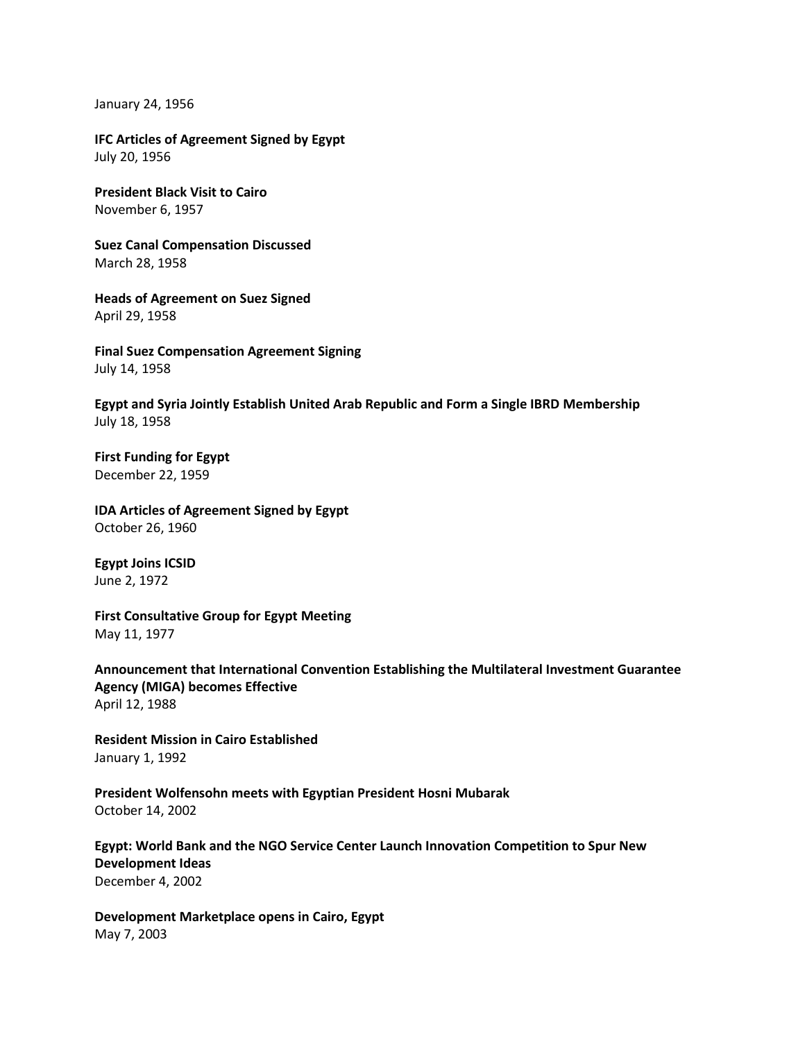January 24, 1956

**IFC Articles of Agreement Signed by Egypt**
July 20, 1956

**President Black Visit to Cairo**
November 6, 1957

**Suez Canal Compensation Discussed**
March 28, 1958

**Heads of Agreement on Suez Signed**
April 29, 1958

**Final Suez Compensation Agreement Signing**
July 14, 1958

**Egypt and Syria Jointly Establish United Arab Republic and Form a Single IBRD Membership**
July 18, 1958

**First Funding for Egypt**
December 22, 1959

**IDA Articles of Agreement Signed by Egypt**
October 26, 1960

**Egypt Joins ICSID**
June 2, 1972

**First Consultative Group for Egypt Meeting**
May 11, 1977

**Announcement that International Convention Establishing the Multilateral Investment Guarantee Agency (MIGA) becomes Effective**
April 12, 1988

**Resident Mission in Cairo Established**
January 1, 1992

**President Wolfensohn meets with Egyptian President Hosni Mubarak**
October 14, 2002

**Egypt: World Bank and the NGO Service Center Launch Innovation Competition to Spur New Development Ideas**
December 4, 2002

**Development Marketplace opens in Cairo, Egypt**
May 7, 2003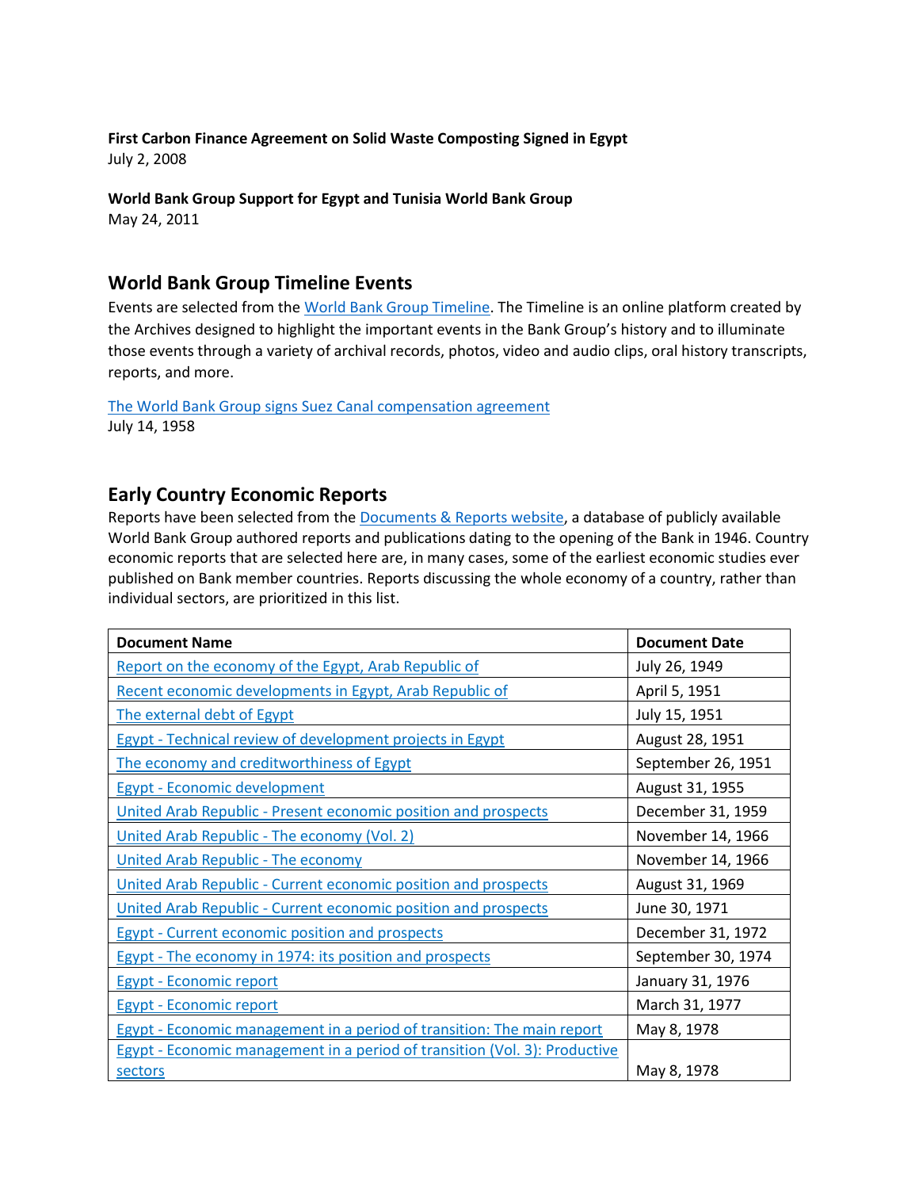**First Carbon Finance Agreement on Solid Waste Composting Signed in Egypt**
July 2, 2008

**World Bank Group Support for Egypt and Tunisia World Bank Group**
May 24, 2011

## World Bank Group Timeline Events

Events are selected from the World Bank Group Timeline. The Timeline is an online platform created by the Archives designed to highlight the important events in the Bank Group's history and to illuminate those events through a variety of archival records, photos, video and audio clips, oral history transcripts, reports, and more.

The World Bank Group signs Suez Canal compensation agreement
July 14, 1958

## Early Country Economic Reports

Reports have been selected from the Documents & Reports website, a database of publicly available World Bank Group authored reports and publications dating to the opening of the Bank in 1946. Country economic reports that are selected here are, in many cases, some of the earliest economic studies ever published on Bank member countries. Reports discussing the whole economy of a country, rather than individual sectors, are prioritized in this list.

| Document Name | Document Date |
|---|---|
| Report on the economy of the Egypt, Arab Republic of | July 26, 1949 |
| Recent economic developments in Egypt, Arab Republic of | April 5, 1951 |
| The external debt of Egypt | July 15, 1951 |
| Egypt - Technical review of development projects in Egypt | August 28, 1951 |
| The economy and creditworthiness of Egypt | September 26, 1951 |
| Egypt - Economic development | August 31, 1955 |
| United Arab Republic - Present economic position and prospects | December 31, 1959 |
| United Arab Republic - The economy (Vol. 2) | November 14, 1966 |
| United Arab Republic - The economy | November 14, 1966 |
| United Arab Republic - Current economic position and prospects | August 31, 1969 |
| United Arab Republic - Current economic position and prospects | June 30, 1971 |
| Egypt - Current economic position and prospects | December 31, 1972 |
| Egypt - The economy in 1974: its position and prospects | September 30, 1974 |
| Egypt - Economic report | January 31, 1976 |
| Egypt - Economic report | March 31, 1977 |
| Egypt - Economic management in a period of transition: The main report | May 8, 1978 |
| Egypt - Economic management in a period of transition (Vol. 3): Productive sectors | May 8, 1978 |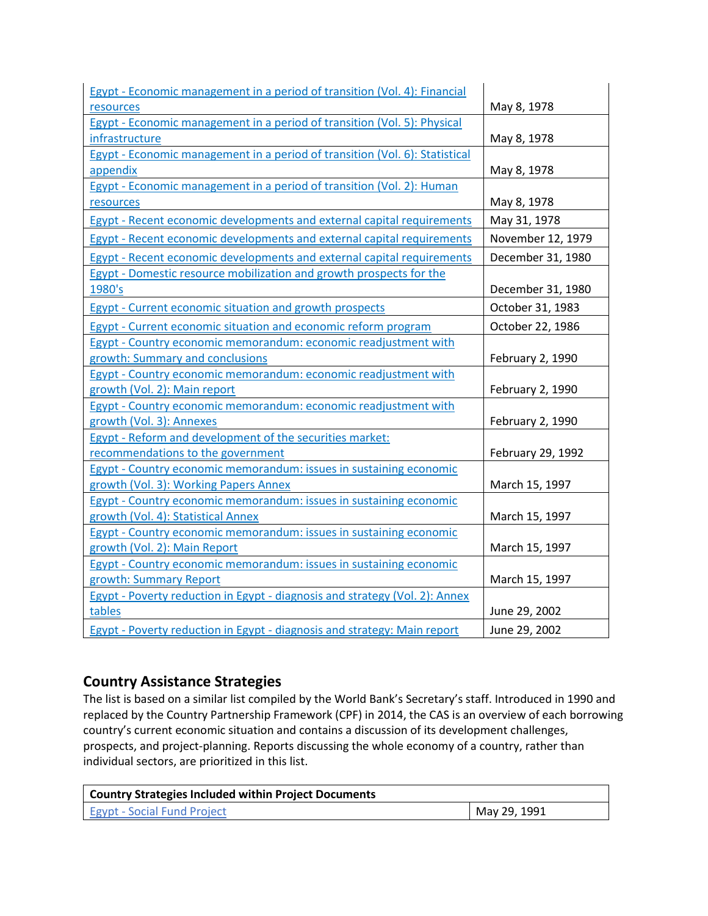| | |
|---|---|
| Egypt - Economic management in a period of transition (Vol. 4): Financial resources | May 8, 1978 |
| Egypt - Economic management in a period of transition (Vol. 5): Physical infrastructure | May 8, 1978 |
| Egypt - Economic management in a period of transition (Vol. 6): Statistical appendix | May 8, 1978 |
| Egypt - Economic management in a period of transition (Vol. 2): Human resources | May 8, 1978 |
| Egypt - Recent economic developments and external capital requirements | May 31, 1978 |
| Egypt - Recent economic developments and external capital requirements | November 12, 1979 |
| Egypt - Recent economic developments and external capital requirements | December 31, 1980 |
| Egypt - Domestic resource mobilization and growth prospects for the 1980's | December 31, 1980 |
| Egypt - Current economic situation and growth prospects | October 31, 1983 |
| Egypt - Current economic situation and economic reform program | October 22, 1986 |
| Egypt - Country economic memorandum: economic readjustment with growth: Summary and conclusions | February 2, 1990 |
| Egypt - Country economic memorandum: economic readjustment with growth (Vol. 2): Main report | February 2, 1990 |
| Egypt - Country economic memorandum: economic readjustment with growth (Vol. 3): Annexes | February 2, 1990 |
| Egypt - Reform and development of the securities market: recommendations to the government | February 29, 1992 |
| Egypt - Country economic memorandum: issues in sustaining economic growth (Vol. 3): Working Papers Annex | March 15, 1997 |
| Egypt - Country economic memorandum: issues in sustaining economic growth (Vol. 4): Statistical Annex | March 15, 1997 |
| Egypt - Country economic memorandum: issues in sustaining economic growth (Vol. 2): Main Report | March 15, 1997 |
| Egypt - Country economic memorandum: issues in sustaining economic growth: Summary Report | March 15, 1997 |
| Egypt - Poverty reduction in Egypt - diagnosis and strategy (Vol. 2): Annex tables | June 29, 2002 |
| Egypt - Poverty reduction in Egypt - diagnosis and strategy: Main report | June 29, 2002 |

## Country Assistance Strategies

The list is based on a similar list compiled by the World Bank's Secretary's staff. Introduced in 1990 and replaced by the Country Partnership Framework (CPF) in 2014, the CAS is an overview of each borrowing country's current economic situation and contains a discussion of its development challenges, prospects, and project-planning. Reports discussing the whole economy of a country, rather than individual sectors, are prioritized in this list.

| **Country Strategies Included within Project Documents** | |
|---|---|
| Egypt - Social Fund Project | May 29, 1991 |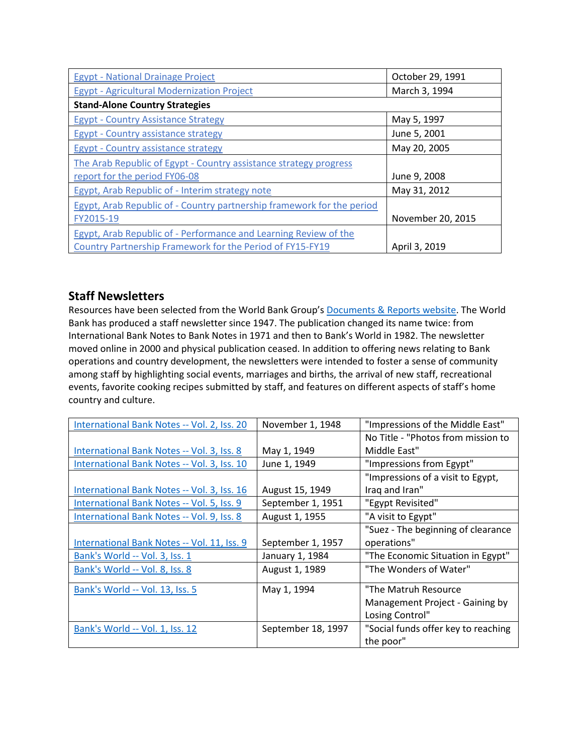| | |
|---|---|
| Egypt - National Drainage Project | October 29, 1991 |
| Egypt - Agricultural Modernization Project | March 3, 1994 |
| **Stand-Alone Country Strategies** | |
| Egypt - Country Assistance Strategy | May 5, 1997 |
| Egypt - Country assistance strategy | June 5, 2001 |
| Egypt - Country assistance strategy | May 20, 2005 |
| The Arab Republic of Egypt - Country assistance strategy progress report for the period FY06-08 | June 9, 2008 |
| Egypt, Arab Republic of - Interim strategy note | May 31, 2012 |
| Egypt, Arab Republic of - Country partnership framework for the period FY2015-19 | November 20, 2015 |
| Egypt, Arab Republic of - Performance and Learning Review of the Country Partnership Framework for the Period of FY15-FY19 | April 3, 2019 |

## Staff Newsletters

Resources have been selected from the World Bank Group's Documents & Reports website. The World Bank has produced a staff newsletter since 1947. The publication changed its name twice: from International Bank Notes to Bank Notes in 1971 and then to Bank's World in 1982. The newsletter moved online in 2000 and physical publication ceased. In addition to offering news relating to Bank operations and country development, the newsletters were intended to foster a sense of community among staff by highlighting social events, marriages and births, the arrival of new staff, recreational events, favorite cooking recipes submitted by staff, and features on different aspects of staff's home country and culture.

| | | |
|---|---|---|
| International Bank Notes -- Vol. 2, Iss. 20 | November 1, 1948 | "Impressions of the Middle East" |
| International Bank Notes -- Vol. 3, Iss. 8 | May 1, 1949 | No Title - "Photos from mission to Middle East" |
| International Bank Notes -- Vol. 3, Iss. 10 | June 1, 1949 | "Impressions from Egypt" |
| International Bank Notes -- Vol. 3, Iss. 16 | August 15, 1949 | "Impressions of a visit to Egypt, Iraq and Iran" |
| International Bank Notes -- Vol. 5, Iss. 9 | September 1, 1951 | "Egypt Revisited" |
| International Bank Notes -- Vol. 9, Iss. 8 | August 1, 1955 | "A visit to Egypt" |
| International Bank Notes -- Vol. 11, Iss. 9 | September 1, 1957 | "Suez - The beginning of clearance operations" |
| Bank's World -- Vol. 3, Iss. 1 | January 1, 1984 | "The Economic Situation in Egypt" |
| Bank's World -- Vol. 8, Iss. 8 | August 1, 1989 | "The Wonders of Water" |
| Bank's World -- Vol. 13, Iss. 5 | May 1, 1994 | "The Matruh Resource Management Project - Gaining by Losing Control" |
| Bank's World -- Vol. 1, Iss. 12 | September 18, 1997 | "Social funds offer key to reaching the poor" |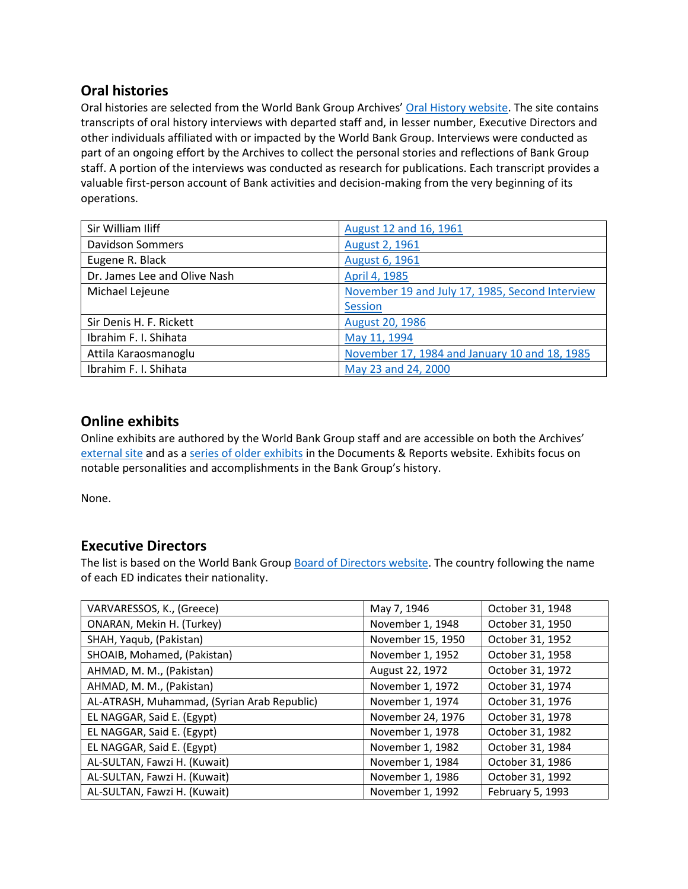## Oral histories

Oral histories are selected from the World Bank Group Archives' [Oral History website](). The site contains transcripts of oral history interviews with departed staff and, in lesser number, Executive Directors and other individuals affiliated with or impacted by the World Bank Group. Interviews were conducted as part of an ongoing effort by the Archives to collect the personal stories and reflections of Bank Group staff. A portion of the interviews was conducted as research for publications. Each transcript provides a valuable first-person account of Bank activities and decision-making from the very beginning of its operations.

| | |
|---|---|
| Sir William Iliff | August 12 and 16, 1961 |
| Davidson Sommers | August 2, 1961 |
| Eugene R. Black | August 6, 1961 |
| Dr. James Lee and Olive Nash | April 4, 1985 |
| Michael Lejeune | November 19 and July 17, 1985, Second Interview Session |
| Sir Denis H. F. Rickett | August 20, 1986 |
| Ibrahim F. I. Shihata | May 11, 1994 |
| Attila Karaosmanoglu | November 17, 1984 and January 10 and 18, 1985 |
| Ibrahim F. I. Shihata | May 23 and 24, 2000 |

## Online exhibits

Online exhibits are authored by the World Bank Group staff and are accessible on both the Archives' external site and as a series of older exhibits in the Documents & Reports website. Exhibits focus on notable personalities and accomplishments in the Bank Group's history.

None.

## Executive Directors

The list is based on the World Bank Group Board of Directors website. The country following the name of each ED indicates their nationality.

| | | |
|---|---|---|
| VARVARESSOS, K., (Greece) | May 7, 1946 | October 31, 1948 |
| ONARAN, Mekin H. (Turkey) | November 1, 1948 | October 31, 1950 |
| SHAH, Yaqub, (Pakistan) | November 15, 1950 | October 31, 1952 |
| SHOAIB, Mohamed, (Pakistan) | November 1, 1952 | October 31, 1958 |
| AHMAD, M. M., (Pakistan) | August 22, 1972 | October 31, 1972 |
| AHMAD, M. M., (Pakistan) | November 1, 1972 | October 31, 1974 |
| AL-ATRASH, Muhammad, (Syrian Arab Republic) | November 1, 1974 | October 31, 1976 |
| EL NAGGAR, Said E. (Egypt) | November 24, 1976 | October 31, 1978 |
| EL NAGGAR, Said E. (Egypt) | November 1, 1978 | October 31, 1982 |
| EL NAGGAR, Said E. (Egypt) | November 1, 1982 | October 31, 1984 |
| AL-SULTAN, Fawzi H. (Kuwait) | November 1, 1984 | October 31, 1986 |
| AL-SULTAN, Fawzi H. (Kuwait) | November 1, 1986 | October 31, 1992 |
| AL-SULTAN, Fawzi H. (Kuwait) | November 1, 1992 | February 5, 1993 |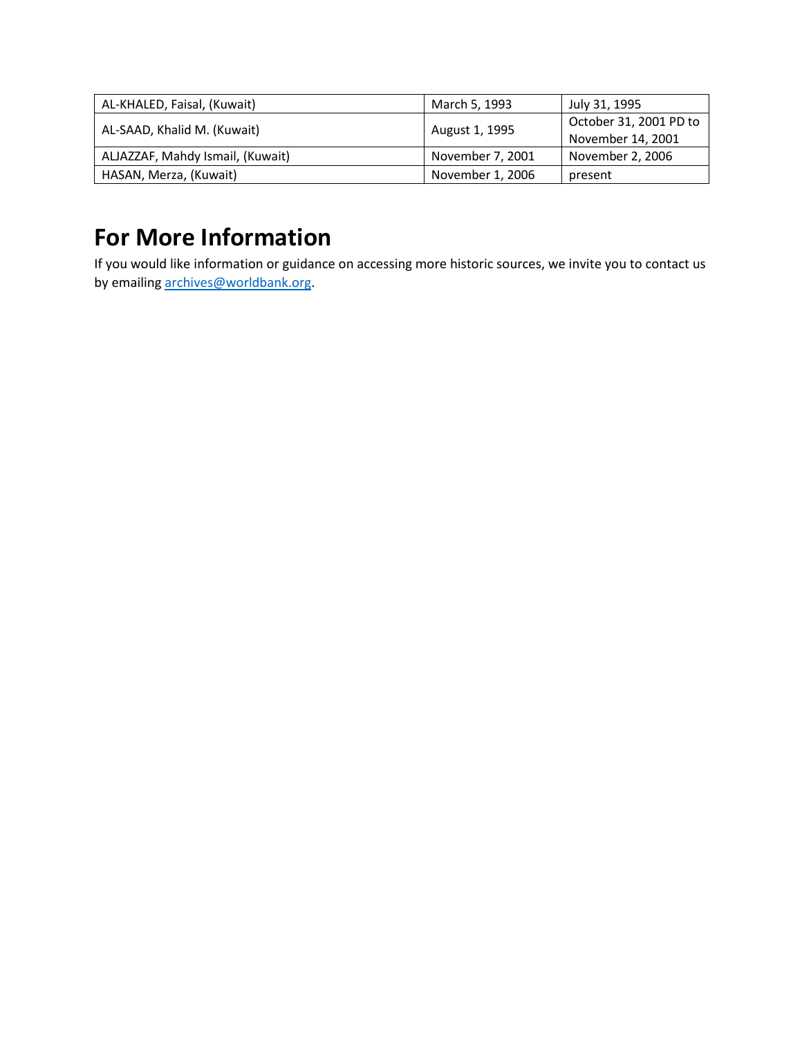| | | |
|---|---|---|
| AL-KHALED, Faisal, (Kuwait) | March 5, 1993 | July 31, 1995 |
| AL-SAAD, Khalid M. (Kuwait) | August 1, 1995 | October 31, 2001 PD to November 14, 2001 |
| ALJAZZAF, Mahdy Ismail, (Kuwait) | November 7, 2001 | November 2, 2006 |
| HASAN, Merza, (Kuwait) | November 1, 2006 | present |

# For More Information

If you would like information or guidance on accessing more historic sources, we invite you to contact us by emailing archives@worldbank.org.